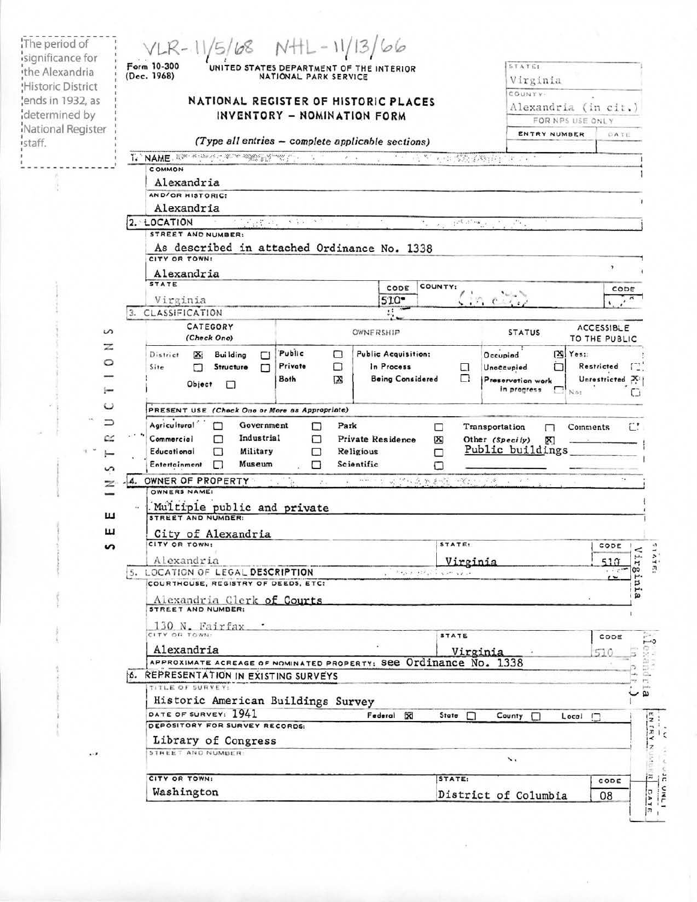The period of significance for the Alexandria Historic District ends in 1932, as determined by National Register staff.

VLR- 11/5/68 NHL- 11/13/66

Form 10-300 (Dec. 1968)

UNITED STATES DEPARTMENT OF THE INTERIOR
NATIONAL PARK SERVICE

# NATIONAL REGISTER OF HISTORIC PLACES
# INVENTORY - NOMINATION FORM

*(Type all entries – complete applicable sections)*

STATE: Virginia
COUNTY: Alexandria (in cit.)
FOR NPS USE ONLY
ENTRY NUMBER | DATE

SEE INSTRUCTIONS

## 1. NAME

COMMON:
Alexandria

AND/OR HISTORIC:
Alexandria

## 2. LOCATION

STREET AND NUMBER:
As described in attached Ordinance No. 1338

CITY OR TOWN:
Alexandria

| STATE | CODE | COUNTY: | CODE |
|---|---|---|---|
| Virginia | 510 | (in city) | |

## 3. CLASSIFICATION

| CATEGORY (Check One) | | OWNERSHIP | | STATUS | ACCESSIBLE TO THE PUBLIC |
|---|---|---|---|---|---|
| District [X] | Building [ ] | Public [ ] | Public Acquisition: | Occupied [X] | Yes: |
| Site [ ] | Structure [ ] | Private [ ] | In Process [ ] | Unoccupied [ ] | Restricted [ ] |
| Object [ ] | | Both [X] | Being Considered [ ] | Preservation work in progress [ ] | Unrestricted [X] |
| | | | | | No [ ] |

PRESENT USE *(Check One or More as Appropriate)*

| | | | |
|---|---|---|---|
| Agricultural [ ] | Government [ ] | Park [ ] | Transportation [ ] |
| Commercial [ ] | Industrial [ ] | Private Residence [X] | Other (Specify) [X] Public buildings |
| Educational [ ] | Military [ ] | Religious [ ] | Comments [ ] |
| Entertainment [ ] | Museum [ ] | Scientific [ ] | |

## 4. OWNER OF PROPERTY

OWNERS NAME:
Multiple public and private

STREET AND NUMBER:
City of Alexandria

| CITY OR TOWN: | STATE: | CODE |
|---|---|---|
| Alexandria | Virginia | 510 |

## 5. LOCATION OF LEGAL DESCRIPTION

COURTHOUSE, REGISTRY OF DEEDS, ETC:
Alexandria Clerk of Courts

STREET AND NUMBER:
130 N. Fairfax

| CITY OR TOWN: | STATE | CODE |
|---|---|---|
| Alexandria | Virginia | 510 |

APPROXIMATE ACREAGE OF NOMINATED PROPERTY: See Ordinance No. 1338

## 6. REPRESENTATION IN EXISTING SURVEYS

TITLE OF SURVEY:
Historic American Buildings Survey

DATE OF SURVEY: 1941 — Federal [X] State [ ] County [ ] Local [ ]

DEPOSITORY FOR SURVEY RECORDS:
Library of Congress

STREET AND NUMBER:

| CITY OR TOWN: | STATE: | CODE |
|---|---|---|
| Washington | District of Columbia | 08 |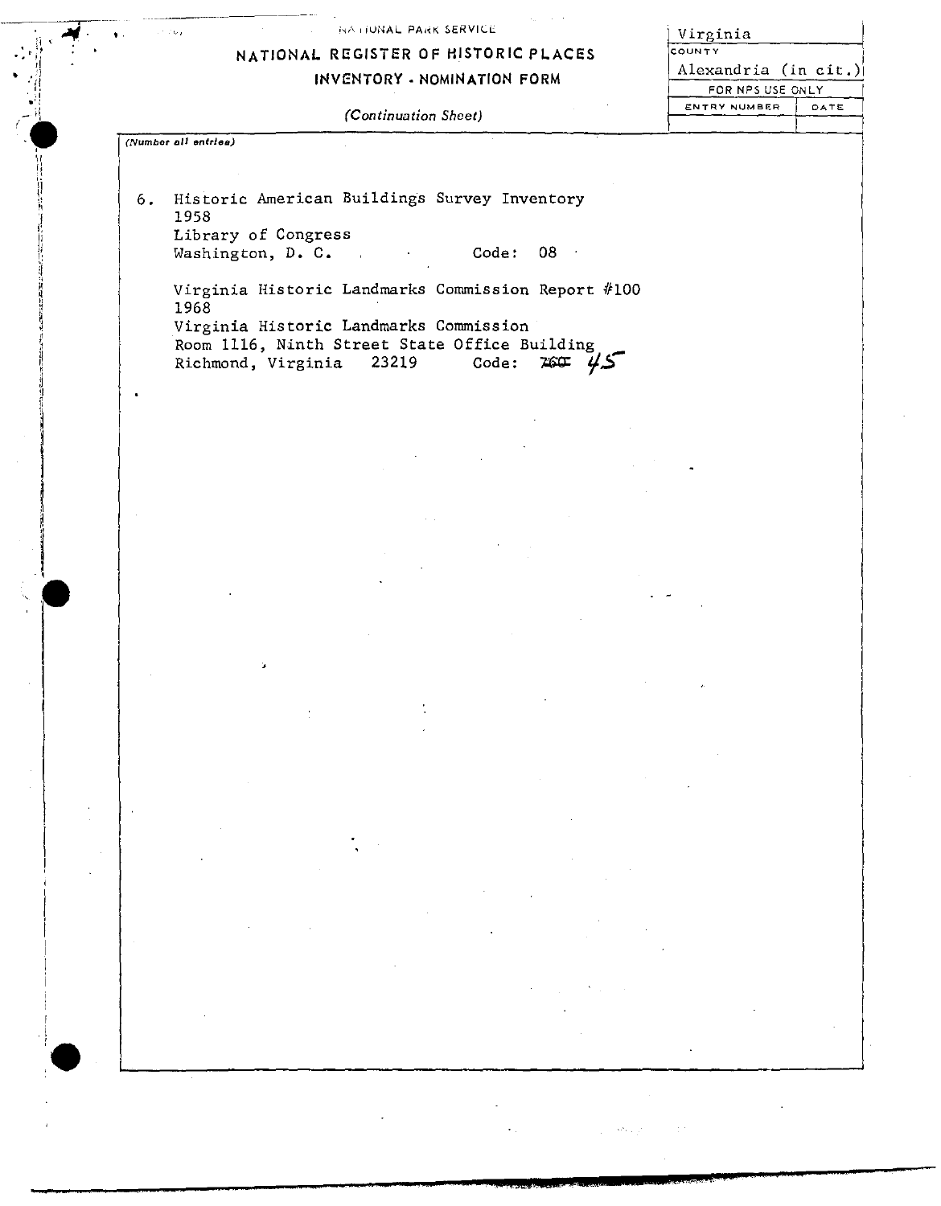NATIONAL PARK SERVICE

## NATIONAL REGISTER OF HISTORIC PLACES
## INVENTORY - NOMINATION FORM

*(Continuation Sheet)*

| STATE | |
|---|---|
| Virginia | |
| COUNTY | |
| Alexandria (in cit.) | |
| FOR NPS USE ONLY | |
| ENTRY NUMBER | DATE |
| | |

*(Number all entries)*

6. Historic American Buildings Survey Inventory
   1958
   Library of Congress
   Washington, D. C. Code: 08

   Virginia Historic Landmarks Commission Report #100
   1968
   Virginia Historic Landmarks Commission
   Room 1116, Ninth Street State Office Building
   Richmond, Virginia 23219 Code: ~~760~~ 45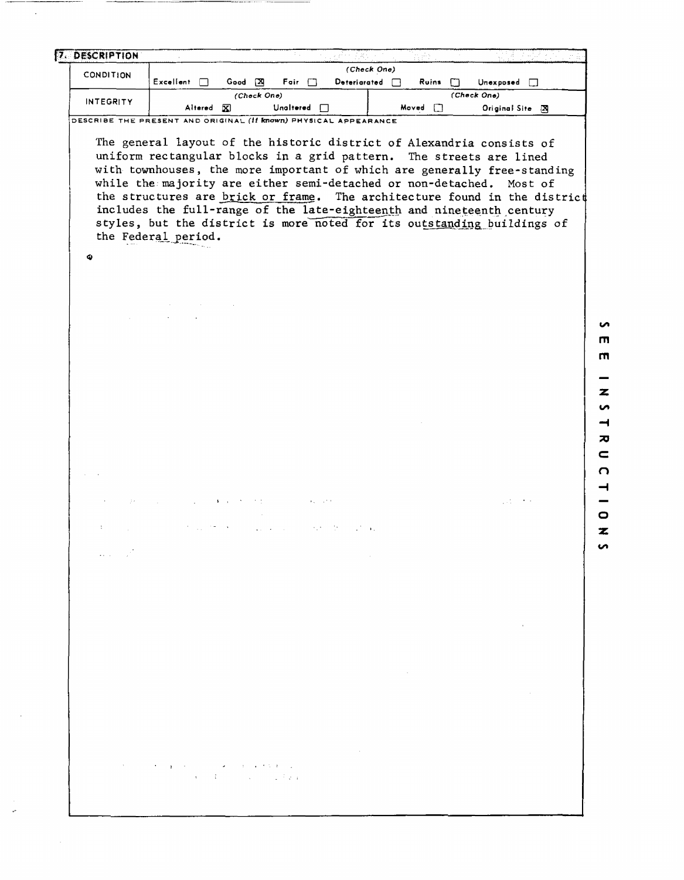## 7. DESCRIPTION

| CONDITION | (Check One) | | | | | |
|---|---|---|---|---|---|---|
| | Excellent ☐ | Good ☒ | Fair ☐ | Deteriorated ☐ | Ruins ☐ | Unexposed ☐ |

| INTEGRITY | (Check One) | | (Check One) | |
|---|---|---|---|---|
| | Altered ☒ | Unaltered ☐ | Moved ☐ | Original Site ☒ |

DESCRIBE THE PRESENT AND ORIGINAL *(If known)* PHYSICAL APPEARANCE

The general layout of the historic district of Alexandria consists of uniform rectangular blocks in a grid pattern. The streets are lined with townhouses, the more important of which are generally free-standing while the majority are either semi-detached or non-detached. Most of the structures are brick or frame. The architecture found in the district includes the full-range of the late-eighteenth and nineteenth century styles, but the district is more noted for its outstanding buildings of the Federal period.

SEE INSTRUCTIONS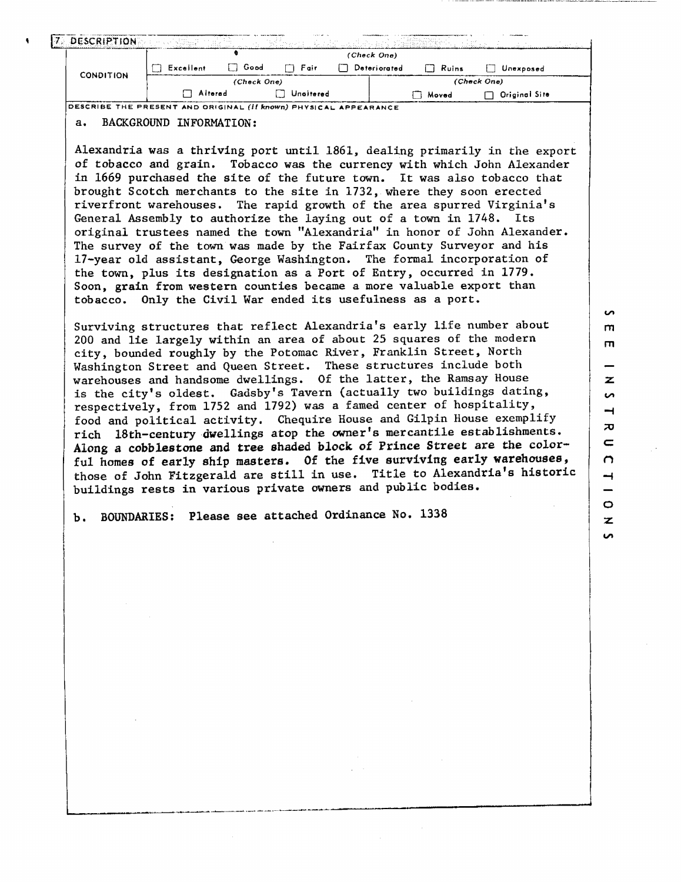## 7. DESCRIPTION

| CONDITION | (Check One) | | | | | |
|---|---|---|---|---|---|---|
| | ☐ Excellent | ☐ Good | ☐ Fair | ☐ Deteriorated | ☐ Ruins | ☐ Unexposed |
| | (Check One) | | | (Check One) | | |
| | ☐ Altered | | ☐ Unaltered | | ☐ Moved | ☐ Original Site |

DESCRIBE THE PRESENT AND ORIGINAL *(If known)* PHYSICAL APPEARANCE

a. BACKGROUND INFORMATION:

Alexandria was a thriving port until 1861, dealing primarily in the export of tobacco and grain. Tobacco was the currency with which John Alexander in 1669 purchased the site of the future town. It was also tobacco that brought Scotch merchants to the site in 1732, where they soon erected riverfront warehouses. The rapid growth of the area spurred Virginia's General Assembly to authorize the laying out of a town in 1748. Its original trustees named the town "Alexandria" in honor of John Alexander. The survey of the town was made by the Fairfax County Surveyor and his 17-year old assistant, George Washington. The formal incorporation of the town, plus its designation as a Port of Entry, occurred in 1779. Soon, grain from western counties became a more valuable export than tobacco. Only the Civil War ended its usefulness as a port.

Surviving structures that reflect Alexandria's early life number about 200 and lie largely within an area of about 25 squares of the modern city, bounded roughly by the Potomac River, Franklin Street, North Washington Street and Queen Street. These structures include both warehouses and handsome dwellings. Of the latter, the Ramsay House is the city's oldest. Gadsby's Tavern (actually two buildings dating, respectively, from 1752 and 1792) was a famed center of hospitality, food and political activity. Chequire House and Gilpin House exemplify rich 18th-century dwellings atop the owner's mercantile establishments. Along a cobblestone and tree shaded block of Prince Street are the colorful homes of early ship masters. Of the five surviving early warehouses, those of John Fitzgerald are still in use. Title to Alexandria's historic buildings rests in various private owners and public bodies.

b. BOUNDARIES: Please see attached Ordinance No. 1338

SEE INSTRUCTIONS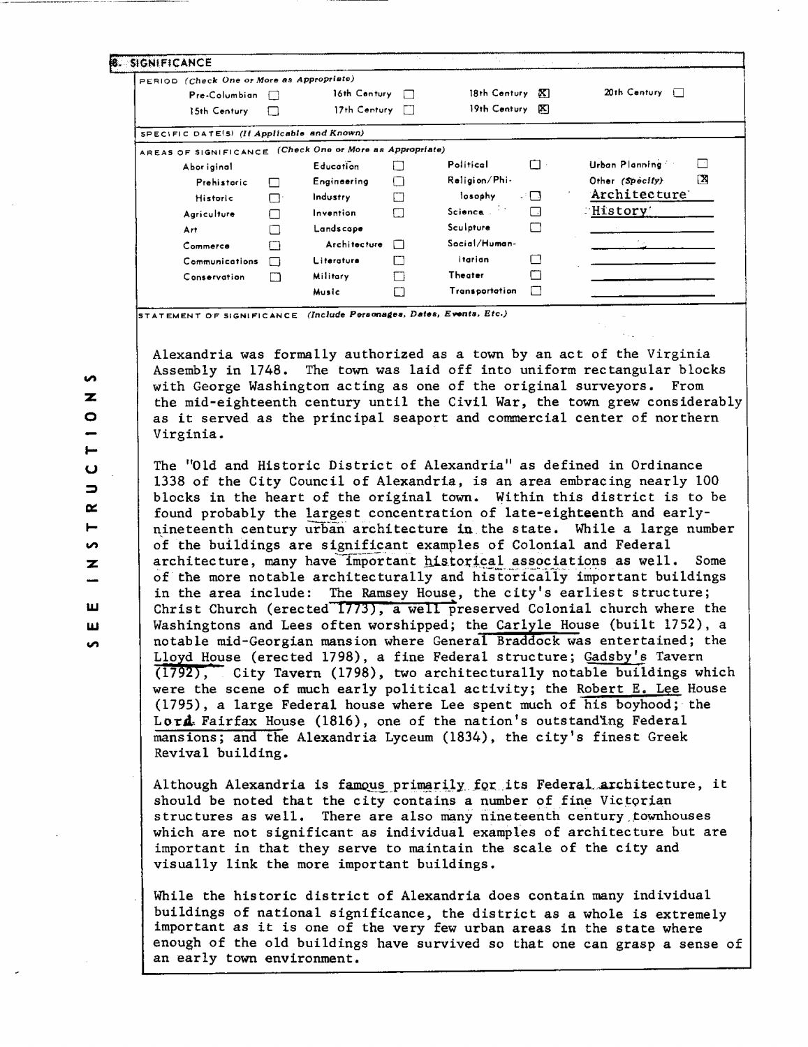## 8. SIGNIFICANCE

PERIOD (Check One or More as Appropriate)

| | | | | | | | |
|---|---|---|---|---|---|---|---|
| Pre-Columbian | ☐ | 16th Century | ☐ | 18th Century | ☒ | 20th Century | ☐ |
| 15th Century | ☐ | 17th Century | ☐ | 19th Century | ☒ | | |

SPECIFIC DATE(S) (If Applicable and Known)

AREAS OF SIGNIFICANCE (Check One or More as Appropriate)

| | | | | | | | |
|---|---|---|---|---|---|---|---|
| Aboriginal | | Education | ☐ | Political | ☐ | Urban Planning | ☐ |
| Prehistoric | ☐ | Engineering | ☐ | Religion/Philosophy | ☐ | Other (Specify) | ☒ |
| Historic | ☐ | Industry | ☐ | | | Architecture | |
| Agriculture | ☐ | Invention | ☐ | Science | ☐ | History | |
| Art | ☐ | Landscape Architecture | ☐ | Sculpture | ☐ | | |
| Commerce | ☐ | Literature | ☐ | Social/Humanitarian | ☐ | | |
| Communications | ☐ | Military | ☐ | Theater | ☐ | | |
| Conservation | ☐ | Music | ☐ | Transportation | ☐ | | |

STATEMENT OF SIGNIFICANCE (Include Personages, Dates, Events, Etc.)

Alexandria was formally authorized as a town by an act of the Virginia Assembly in 1748. The town was laid off into uniform rectangular blocks with George Washington acting as one of the original surveyors. From the mid-eighteenth century until the Civil War, the town grew considerably as it served as the principal seaport and commercial center of northern Virginia.

The "Old and Historic District of Alexandria" as defined in Ordinance 1338 of the City Council of Alexandria, is an area embracing nearly 100 blocks in the heart of the original town. Within this district is to be found probably the largest concentration of late-eighteenth and early-nineteenth century urban architecture in the state. While a large number of the buildings are significant examples of Colonial and Federal architecture, many have important historical associations as well. Some of the more notable architecturally and historically important buildings in the area include: The Ramsey House, the city's earliest structure; Christ Church (erected 1773), a well preserved Colonial church where the Washingtons and Lees often worshipped; the Carlyle House (built 1752), a notable mid-Georgian mansion where General Braddock was entertained; the Lloyd House (erected 1798), a fine Federal structure; Gadsby's Tavern (1792), City Tavern (1798), two architecturally notable buildings which were the scene of much early political activity; the Robert E. Lee House (1795), a large Federal house where Lee spent much of his boyhood; the Lord Fairfax House (1816), one of the nation's outstanding Federal mansions; and the Alexandria Lyceum (1834), the city's finest Greek Revival building.

Although Alexandria is famous primarily for its Federal architecture, it should be noted that the city contains a number of fine Victorian structures as well. There are also many nineteenth century townhouses which are not significant as individual examples of architecture but are important in that they serve to maintain the scale of the city and visually link the more important buildings.

While the historic district of Alexandria does contain many individual buildings of national significance, the district as a whole is extremely important as it is one of the very few urban areas in the state where enough of the old buildings have survived so that one can grasp a sense of an early town environment.

SEE INSTRUCTIONS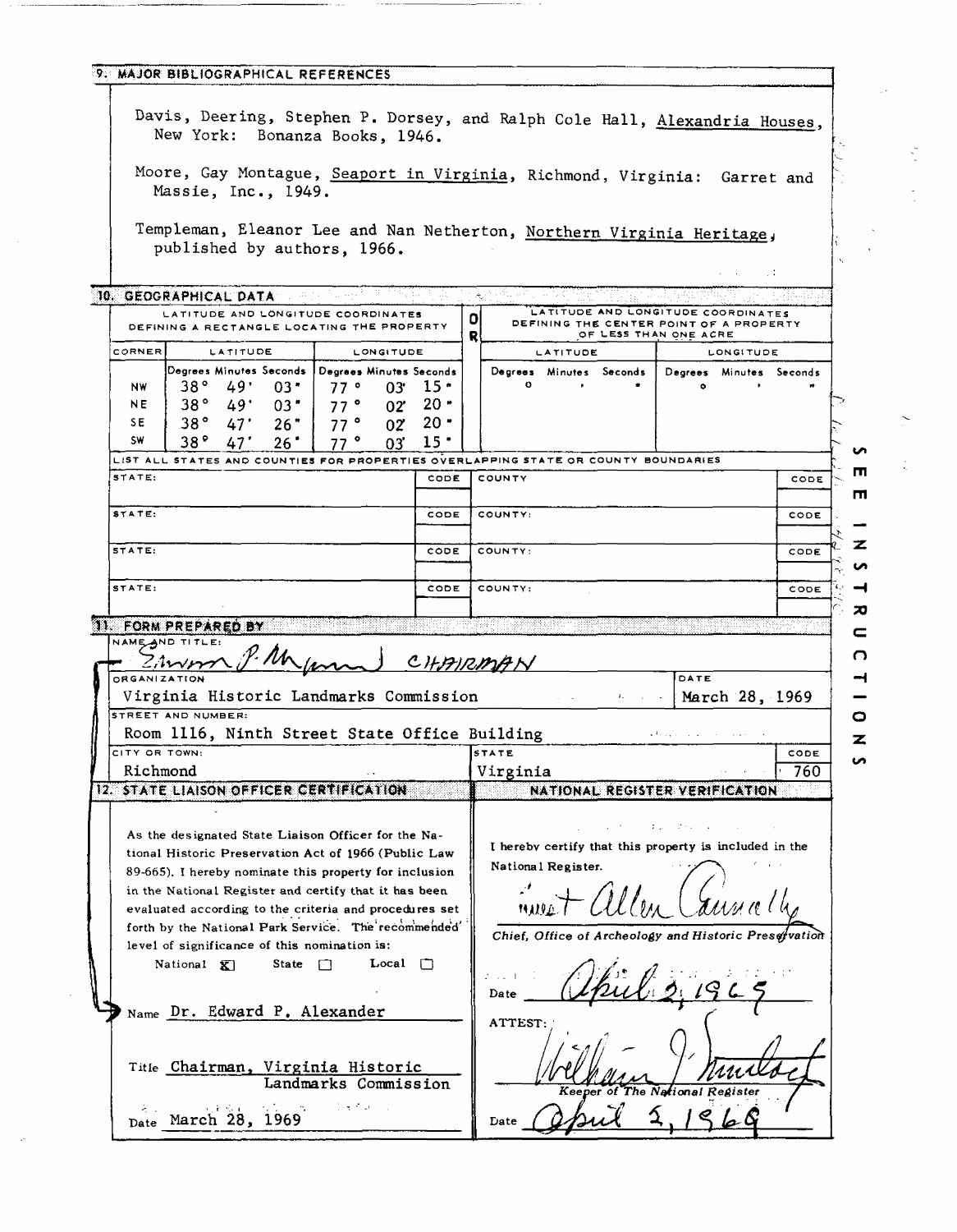## 9. MAJOR BIBLIOGRAPHICAL REFERENCES

Davis, Deering, Stephen P. Dorsey, and Ralph Cole Hall, Alexandria Houses, New York: Bonanza Books, 1946.

Moore, Gay Montague, Seaport in Virginia, Richmond, Virginia: Garret and Massie, Inc., 1949.

Templeman, Eleanor Lee and Nan Netherton, Northern Virginia Heritage, published by authors, 1966.

## 10. GEOGRAPHICAL DATA

| LATITUDE AND LONGITUDE COORDINATES DEFINING A RECTANGLE LOCATING THE PROPERTY | | | OR | LATITUDE AND LONGITUDE COORDINATES DEFINING THE CENTER POINT OF A PROPERTY OF LESS THAN ONE ACRE | |
|---|---|---|---|---|---|
| CORNER | LATITUDE | LONGITUDE | | LATITUDE | LONGITUDE |
| | Degrees Minutes Seconds | Degrees Minutes Seconds | | Degrees Minutes Seconds | Degrees Minutes Seconds |
| NW | 38° 49' 03" | 77° 03' 15" | | ° ' " | ° ' " |
| NE | 38° 49' 03" | 77° 02' 20" | | | |
| SE | 38° 47' 26" | 77° 02' 20" | | | |
| SW | 38° 47' 26" | 77° 03' 15" | | | |

LIST ALL STATES AND COUNTIES FOR PROPERTIES OVERLAPPING STATE OR COUNTY BOUNDARIES

| STATE: | CODE | COUNTY | CODE |
|---|---|---|---|
| STATE: | CODE | COUNTY: | CODE |
| STATE: | CODE | COUNTY: | CODE |
| STATE: | CODE | COUNTY: | CODE |

## 11. FORM PREPARED BY

NAME AND TITLE: Edward P. Alexander CHAIRMAN

ORGANIZATION: Virginia Historic Landmarks Commission

DATE: March 28, 1969

STREET AND NUMBER: Room 1116, Ninth Street State Office Building

CITY OR TOWN: Richmond

STATE: Virginia

CODE: 760

## 12. STATE LIAISON OFFICER CERTIFICATION

As the designated State Liaison Officer for the National Historic Preservation Act of 1966 (Public Law 89-665), I hereby nominate this property for inclusion in the National Register and certify that it has been evaluated according to the criteria and procedures set forth by the National Park Service. The recommended level of significance of this nomination is:

National [X] State [ ] Local [ ]

Name Dr. Edward P. Alexander

Title Chairman, Virginia Historic Landmarks Commission

Date March 28, 1969

## NATIONAL REGISTER VERIFICATION

I hereby certify that this property is included in the National Register.

Ernest Allen Connally

Chief, Office of Archeology and Historic Preservation

Date April 2, 1969

ATTEST:

William J. Murtagh

Keeper of The National Register

Date April 2, 1969

SEE INSTRUCTIONS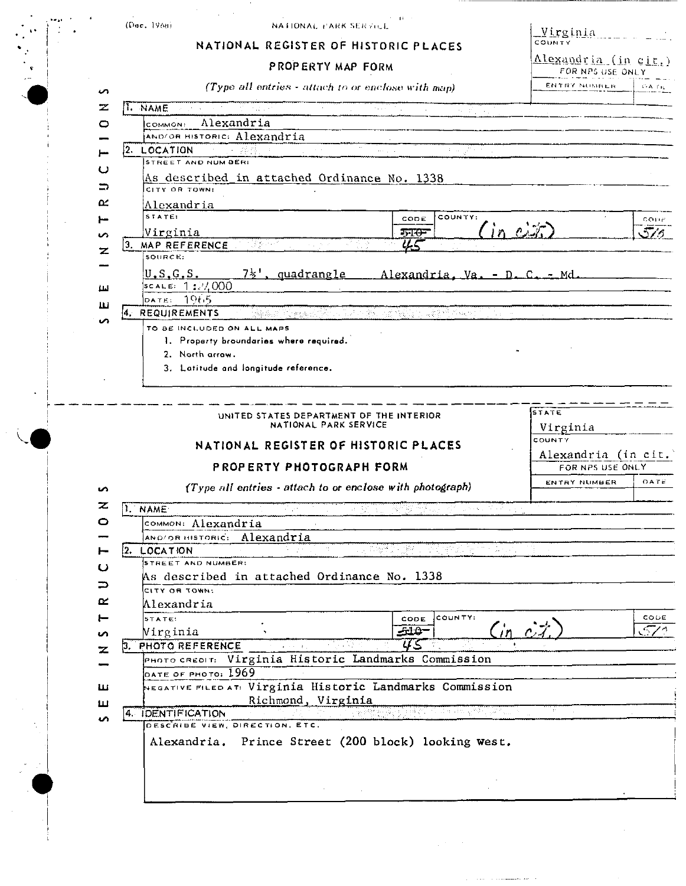(Dec. 1968) NATIONAL PARK SERVICE

# NATIONAL REGISTER OF HISTORIC PLACES

## PROPERTY MAP FORM

*(Type all entries - attach to or enclose with map)*

| STATE | Virginia |
|---|---|
| COUNTY | Alexandria (in cit.) |
| FOR NPS USE ONLY | |
| ENTRY NUMBER | DATE |

SEE INSTRUCTIONS

**1. NAME**

COMMON: Alexandria

AND/OR HISTORIC: Alexandria

**2. LOCATION**

STREET AND NUMBER: As described in attached Ordinance No. 1338

CITY OR TOWN: Alexandria

STATE: Virginia — CODE: ~~510~~ 45 — COUNTY: (in cit.) — CODE: 510

**3. MAP REFERENCE**

SOURCE: U.S.G.S. 7½', quadrangle Alexandria, Va. - D. C. - Md.

SCALE: 1:24,000

DATE: 1965

**4. REQUIREMENTS**

TO BE INCLUDED ON ALL MAPS

1. Property broundaries where required.
2. North arrow.
3. Latitude and longitude reference.

---

UNITED STATES DEPARTMENT OF THE INTERIOR
NATIONAL PARK SERVICE

# NATIONAL REGISTER OF HISTORIC PLACES

## PROPERTY PHOTOGRAPH FORM

*(Type all entries - attach to or enclose with photograph)*

| STATE | Virginia |
|---|---|
| COUNTY | Alexandria (in cit.) |
| FOR NPS USE ONLY | |
| ENTRY NUMBER | DATE |

SEE INSTRUCTIONS

**1. NAME**

COMMON: Alexandria

AND/OR HISTORIC: Alexandria

**2. LOCATION**

STREET AND NUMBER: As described in attached Ordinance No. 1338

CITY OR TOWN: Alexandria

STATE: Virginia — CODE: ~~510~~ 45 — COUNTY: (in cit.) — CODE: 510

**3. PHOTO REFERENCE**

PHOTO CREDIT: Virginia Historic Landmarks Commission

DATE OF PHOTO: 1969

NEGATIVE FILED AT: Virginia Historic Landmarks Commission
Richmond, Virginia

**4. IDENTIFICATION**

DESCRIBE VIEW, DIRECTION, ETC.

Alexandria. Prince Street (200 block) looking west.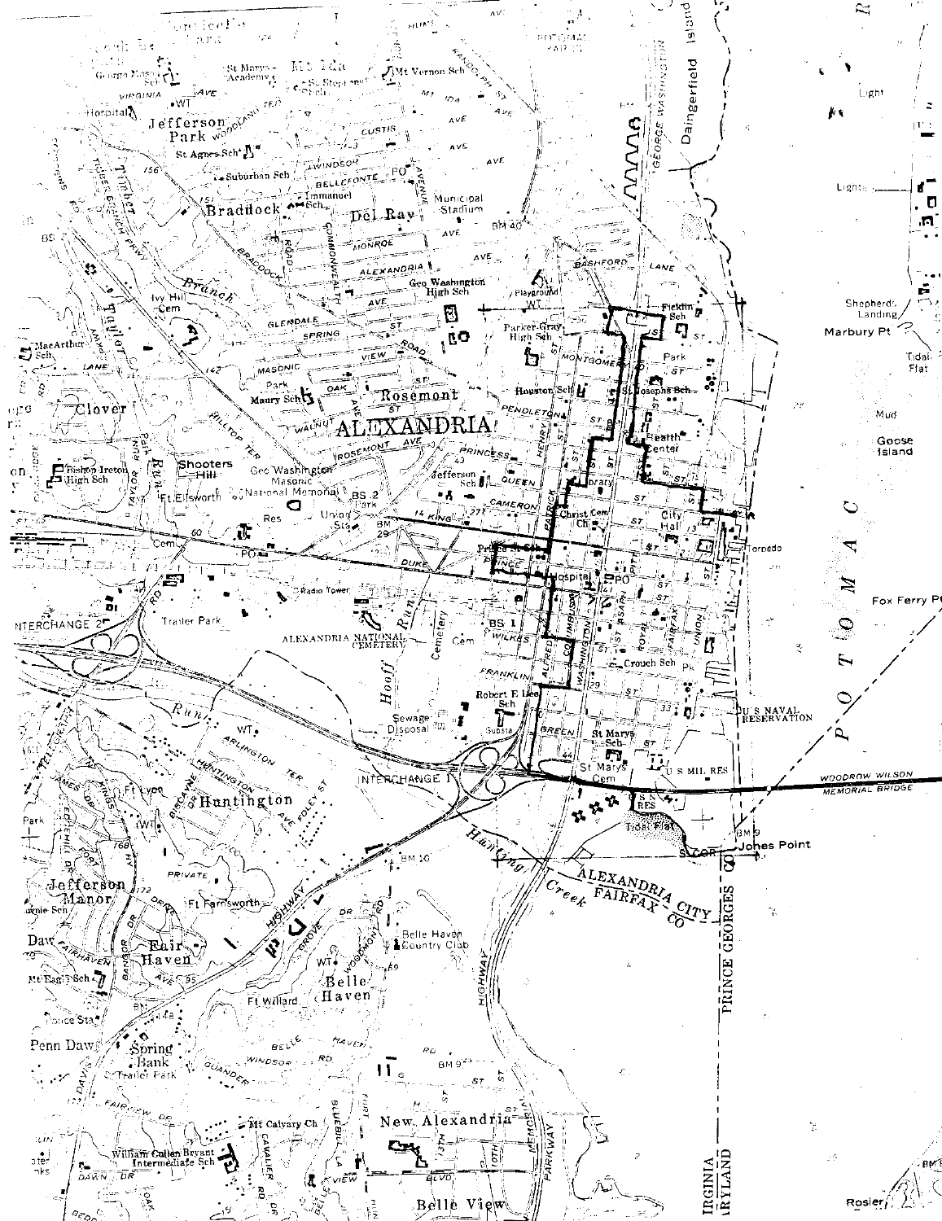ALEXANDRIA

Jefferson Park

Braddock

Del Ray

Rosemont

Clover

Shooters Hill

Huntington

Jefferson Manor

Fair Haven

Belle Haven

Spring Bank

Penn Daw

New Alexandria

Belle View

POTOMAC

Daingerfield Island

Goose Island

Marbury Pt

Jones Point

WOODROW WILSON MEMORIAL BRIDGE

ALEXANDRIA CITY

FAIRFAX CO

PRINCE GEORGES CO

VIRGINIA

MARYLAND

INTERCHANGE 1

INTERCHANGE 2

ALEXANDRIA NATIONAL CEMETERY

U S NAVAL RESERVATION

U S MIL RES

Geo Washington Masonic National Memorial

Geo Washington High Sch

Parker-Gray High Sch

Belle Haven Country Club

William Cullen Bryant Intermediate Sch

Municipal Stadium

City Hall

Union Sta

Christ Ch

Hospital

Health Center

Robert E Lee Sch

St Marys Cem

Sewage Disposal

Trailer Park

Radio Tower

Hunting Creek

GEORGE WASHINGTON MEMORIAL PARKWAY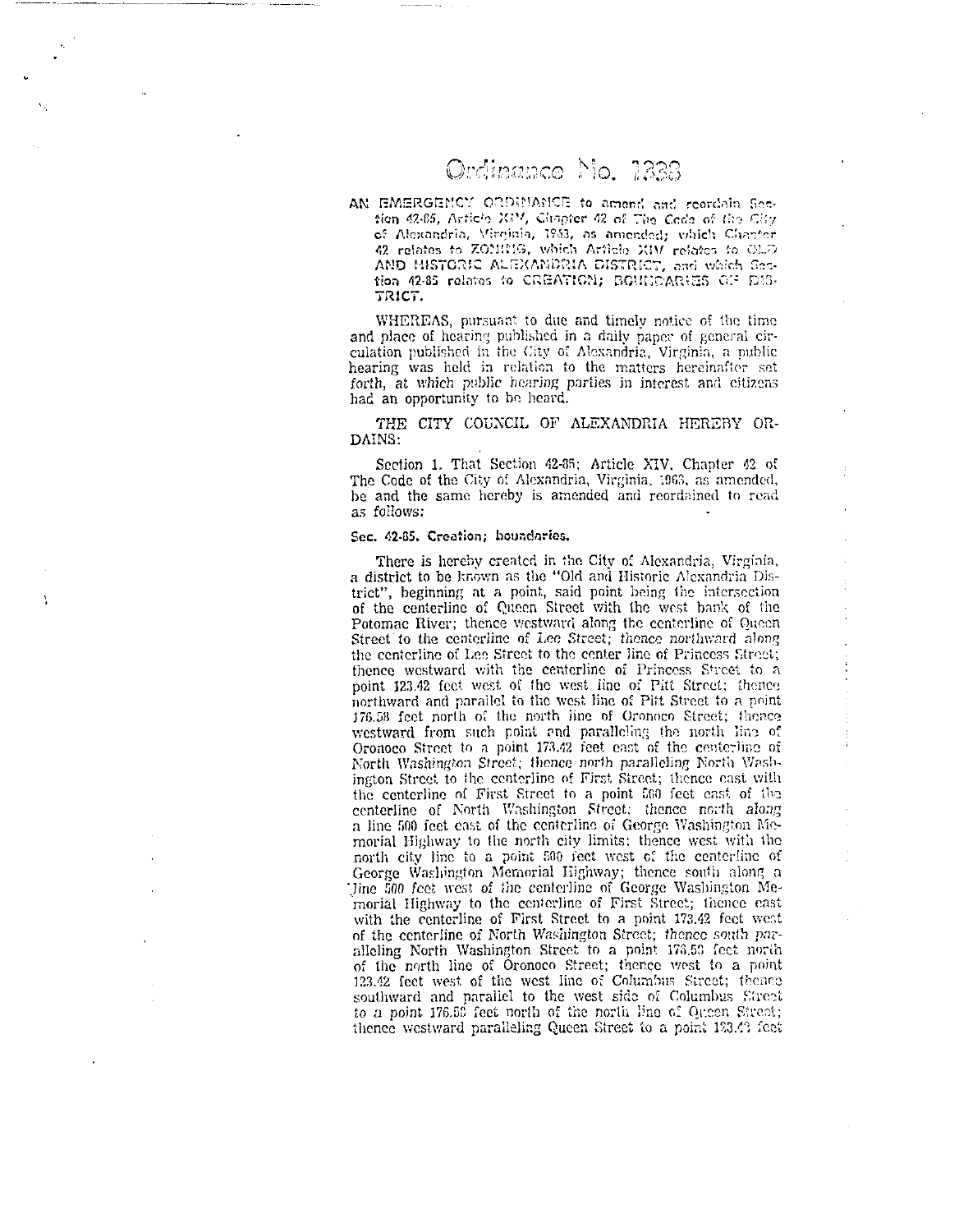# Ordinance No. 1333

AN EMERGENCY ORDINANCE to amend and reordain Section 42-85, Article XIV, Chapter 42 of The Code of the City of Alexandria, Virginia, 1963, as amended; which Chapter 42 relates to ZONING, which Article XIV relates to OLD AND HISTORIC ALEXANDRIA DISTRICT, and which Section 42-85 relates to CREATION; BOUNDARIES OF DISTRICT.

WHEREAS, pursuant to due and timely notice of the time and place of hearing published in a daily paper of general circulation published in the City of Alexandria, Virginia, a public hearing was held in relation to the matters hereinafter set forth, at which public hearing parties in interest and citizens had an opportunity to be heard.

THE CITY COUNCIL OF ALEXANDRIA HEREBY ORDAINS:

Section 1. That Section 42-85; Article XIV, Chapter 42 of The Code of the City of Alexandria, Virginia, 1963, as amended, be and the same hereby is amended and reordained to read as follows:

**Sec. 42-85. Creation; boundaries.**

There is hereby created in the City of Alexandria, Virginia, a district to be known as the "Old and Historic Alexandria District", beginning at a point, said point being the intersection of the centerline of Queen Street with the west bank of the Potomac River; thence westward along the centerline of Queen Street to the centerline of Lee Street; thence northward along the centerline of Lee Street to the center line of Princess Street; thence westward with the centerline of Princess Street to a point 123.42 feet west of the west line of Pitt Street; thence northward and parallel to the west line of Pitt Street to a point 176.58 feet north of the north line of Oronoco Street; thence westward from such point and paralleling the north line of Oronoco Street to a point 173.42 feet east of the centerline of North Washington Street; thence north paralleling North Washington Street to the centerline of First Street; thence east with the centerline of First Street to a point 500 feet east of the centerline of North Washington Street; thence north along a line 500 feet east of the centerline of George Washington Memorial Highway to the north city limits; thence west with the north city line to a point 500 feet west of the centerline of George Washington Memorial Highway; thence south along a line 500 feet west of the centerline of George Washington Memorial Highway to the centerline of First Street; thence east with the centerline of First Street to a point 173.42 feet west of the centerline of North Washington Street; thence south paralleling North Washington Street to a point 176.58 feet north of the north line of Oronoco Street; thence west to a point 123.42 feet west of the west line of Columbus Street; thence southward and parallel to the west side of Columbus Street to a point 176.58 feet north of the north line of Queen Street; thence westward paralleling Queen Street to a point 123.42 feet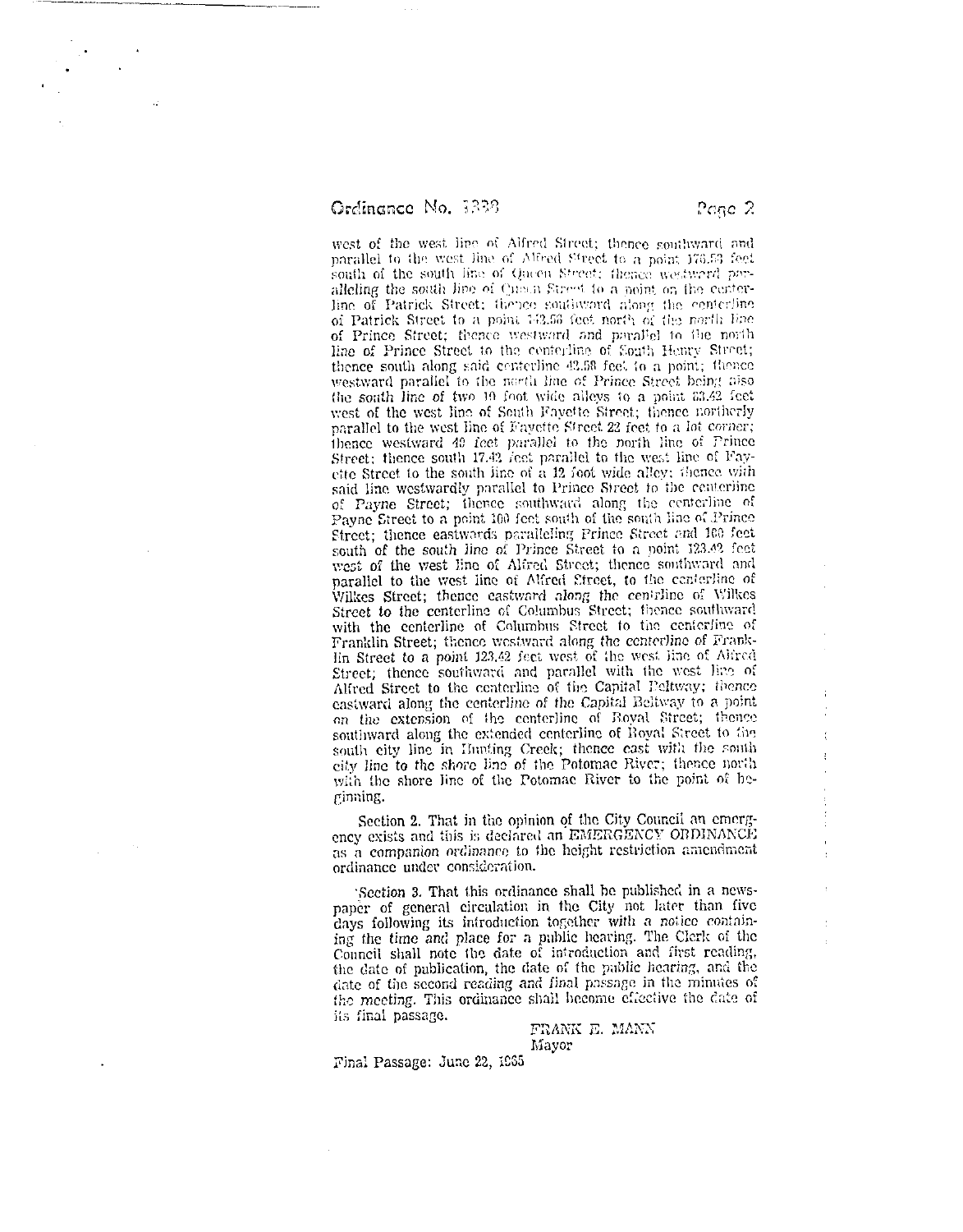west of the west line of Alfred Street; thence southward and parallel to the west line of Alfred Street to a point 178.58 feet south of the south line of Queen Street; thence westward paralleling the south line of Queen Street to a point on the centerline of Patrick Street; thence southward along the centerline of Patrick Street to a point 142.58 feet north of the north line of Prince Street; thence westward and parallel to the north line of Prince Street to the centerline of South Henry Street; thence south along said centerline 42.58 feet to a point; thence westward parallel to the north line of Prince Street being also the south line of two 10 foot wide alleys to a point 83.42 feet west of the west line of South Fayette Street; thence northerly parallel to the west line of Fayette Street 22 feet to a lot corner; thence westward 40 feet parallel to the north line of Prince Street; thence south 17.42 feet parallel to the west line of Fayette Street to the south line of a 12 foot wide alley; thence with said line westwardly parallel to Prince Street to the centerline of Payne Street; thence southward along the centerline of Payne Street to a point 100 feet south of the south line of Prince Street; thence eastwards paralleling Prince Street and 100 feet south of the south line of Prince Street to a point 123.42 feet west of the west line of Alfred Street; thence southward and parallel to the west line of Alfred Street, to the centerline of Wilkes Street; thence eastward along the centerline of Wilkes Street to the centerline of Columbus Street; thence southward with the centerline of Columbus Street to the centerline of Franklin Street; thence westward along the centerline of Franklin Street to a point 123.42 feet west of the west line of Alfred Street; thence southward and parallel with the west line of Alfred Street to the centerline of the Capital Beltway; thence eastward along the centerline of the Capital Beltway to a point on the extension of the centerline of Royal Street; thence southward along the extended centerline of Royal Street to the south city line in Hunting Creek; thence east with the south city line to the shore line of the Potomac River; thence north with the shore line of the Potomac River to the point of beginning.

Section 2. That in the opinion of the City Council an emergency exists and this is declared an EMERGENCY ORDINANCE as a companion ordinance to the height restriction amendment ordinance under consideration.

Section 3. That this ordinance shall be published in a newspaper of general circulation in the City not later than five days following its introduction together with a notice containing the time and place for a public hearing. The Clerk of the Council shall note the date of introduction and first reading, the date of publication, the date of the public hearing, and the date of the second reading and final passage in the minutes of the meeting. This ordinance shall become effective the date of its final passage.

FRANK E. MANN
Mayor

Final Passage: June 22, 1965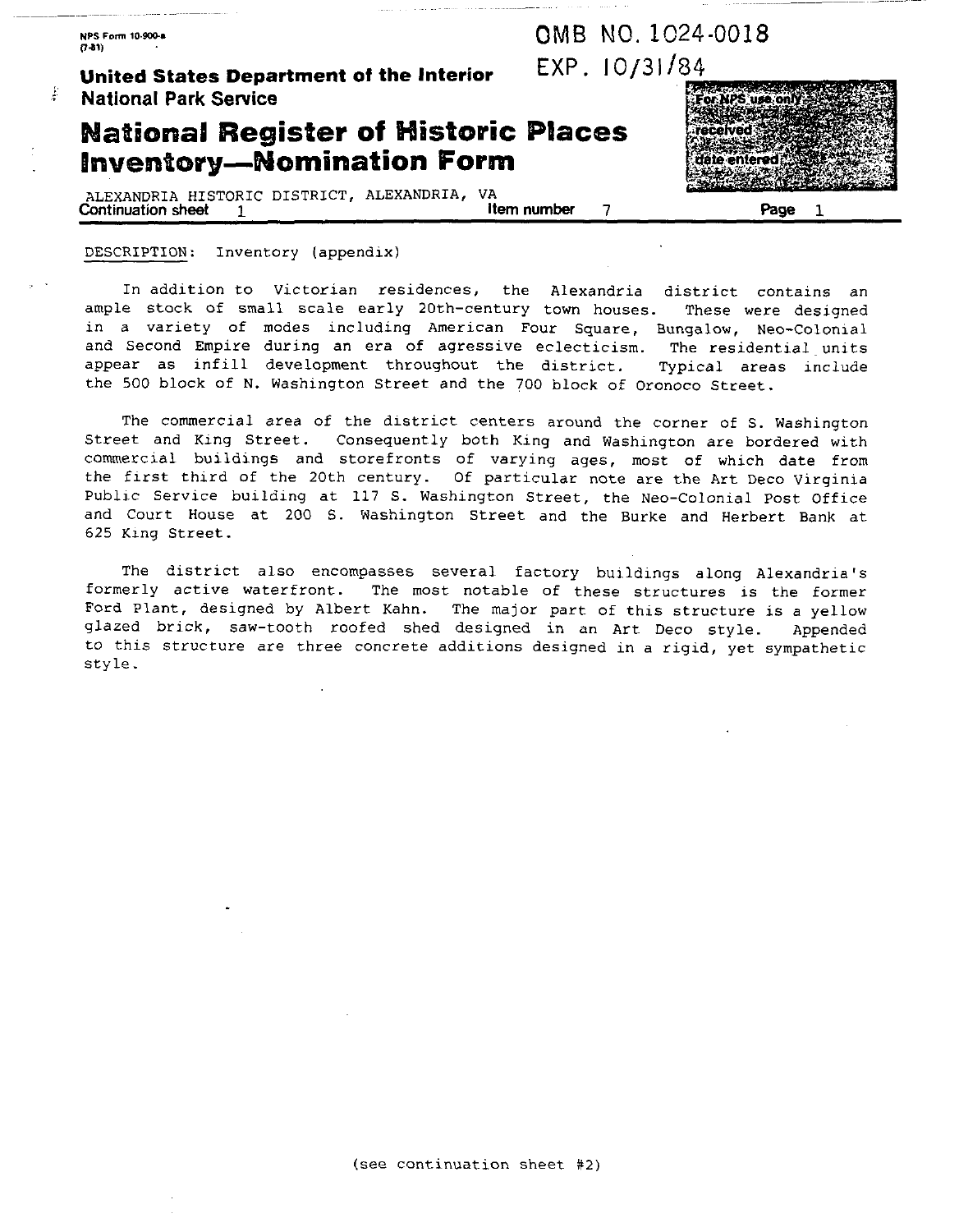NPS Form 10-900-a
(7-81)

OMB NO. 1024-0018
EXP. 10/31/84

**United States Department of the Interior**
**National Park Service**

# National Register of Historic Places Inventory—Nomination Form

For NPS use only
received
date entered

ALEXANDRIA HISTORIC DISTRICT, ALEXANDRIA, VA
Continuation sheet 1 Item number 7 Page 1

DESCRIPTION: Inventory (appendix)

In addition to Victorian residences, the Alexandria district contains an ample stock of small scale early 20th-century town houses. These were designed in a variety of modes including American Four Square, Bungalow, Neo-Colonial and Second Empire during an era of agressive eclecticism. The residential units appear as infill development throughout the district. Typical areas include the 500 block of N. Washington Street and the 700 block of Oronoco Street.

The commercial area of the district centers around the corner of S. Washington Street and King Street. Consequently both King and Washington are bordered with commercial buildings and storefronts of varying ages, most of which date from the first third of the 20th century. Of particular note are the Art Deco Virginia Public Service building at 117 S. Washington Street, the Neo-Colonial Post Office and Court House at 200 S. Washington Street and the Burke and Herbert Bank at 625 King Street.

The district also encompasses several factory buildings along Alexandria's formerly active waterfront. The most notable of these structures is the former Ford Plant, designed by Albert Kahn. The major part of this structure is a yellow glazed brick, saw-tooth roofed shed designed in an Art Deco style. Appended to this structure are three concrete additions designed in a rigid, yet sympathetic style.

(see continuation sheet #2)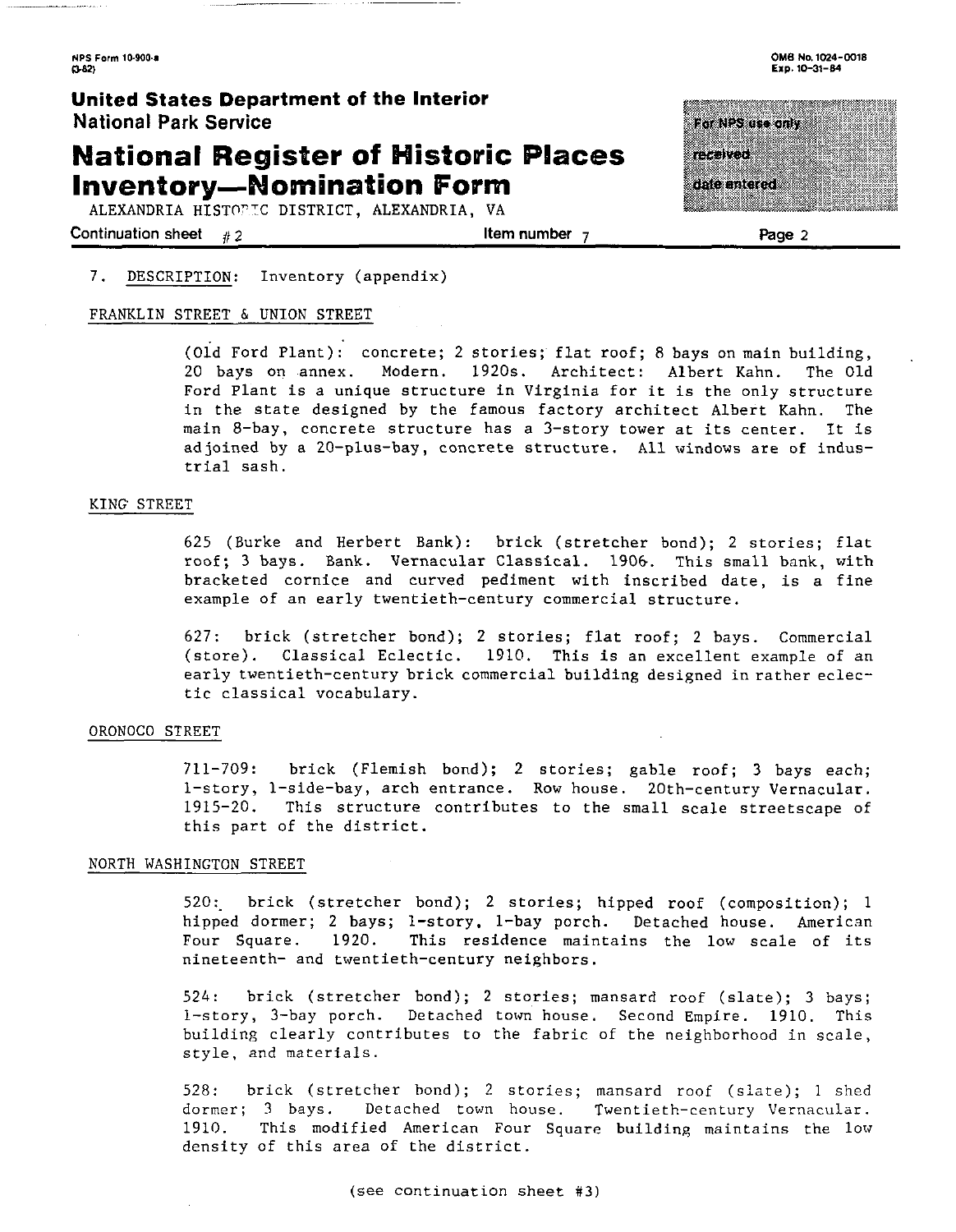7. DESCRIPTION: Inventory (appendix)

FRANKLIN STREET & UNION STREET

(Old Ford Plant): concrete; 2 stories; flat roof; 8 bays on main building, 20 bays on annex. Modern. 1920s. Architect: Albert Kahn. The Old Ford Plant is a unique structure in Virginia for it is the only structure in the state designed by the famous factory architect Albert Kahn. The main 8-bay, concrete structure has a 3-story tower at its center. It is adjoined by a 20-plus-bay, concrete structure. All windows are of industrial sash.

KING STREET

625 (Burke and Herbert Bank): brick (stretcher bond); 2 stories; flat roof; 3 bays. Bank. Vernacular Classical. 1906. This small bank, with bracketed cornice and curved pediment with inscribed date, is a fine example of an early twentieth-century commercial structure.

627: brick (stretcher bond); 2 stories; flat roof; 2 bays. Commercial (store). Classical Eclectic. 1910. This is an excellent example of an early twentieth-century brick commercial building designed in rather eclectic classical vocabulary.

ORONOCO STREET

711-709: brick (Flemish bond); 2 stories; gable roof; 3 bays each; 1-story, 1-side-bay, arch entrance. Row house. 20th-century Vernacular. 1915-20. This structure contributes to the small scale streetscape of this part of the district.

NORTH WASHINGTON STREET

520: brick (stretcher bond); 2 stories; hipped roof (composition); 1 hipped dormer; 2 bays; 1-story, 1-bay porch. Detached house. American Four Square. 1920. This residence maintains the low scale of its nineteenth- and twentieth-century neighbors.

524: brick (stretcher bond); 2 stories; mansard roof (slate); 3 bays; 1-story, 3-bay porch. Detached town house. Second Empire. 1910. This building clearly contributes to the fabric of the neighborhood in scale, style, and materials.

528: brick (stretcher bond); 2 stories; mansard roof (slate); 1 shed dormer; 3 bays. Detached town house. Twentieth-century Vernacular. 1910. This modified American Four Square building maintains the low density of this area of the district.

(see continuation sheet #3)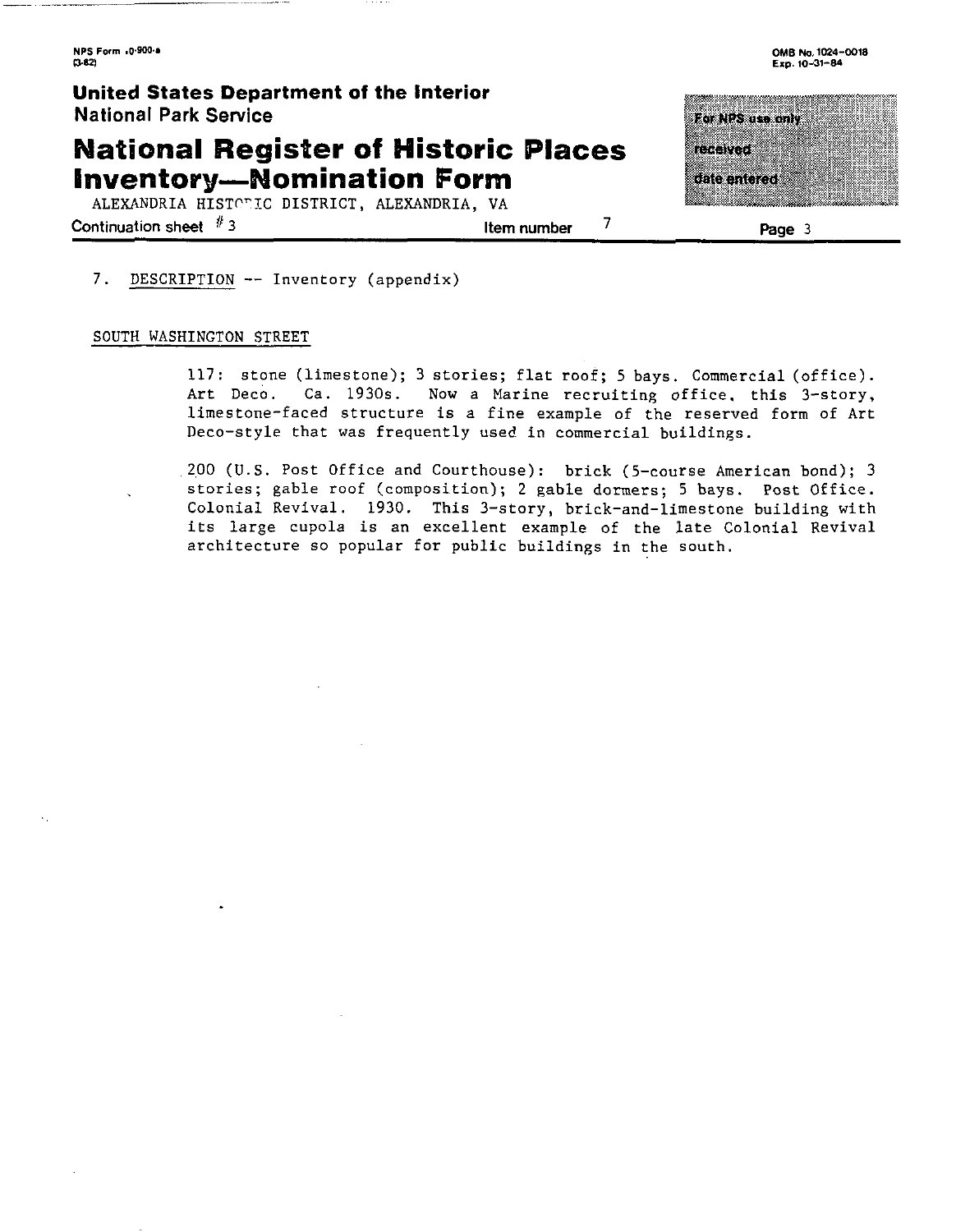7. DESCRIPTION -- Inventory (appendix)

SOUTH WASHINGTON STREET

117: stone (limestone); 3 stories; flat roof; 5 bays. Commercial (office). Art Deco. Ca. 1930s. Now a Marine recruiting office, this 3-story, limestone-faced structure is a fine example of the reserved form of Art Deco-style that was frequently used in commercial buildings.

200 (U.S. Post Office and Courthouse): brick (5-course American bond); 3 stories; gable roof (composition); 2 gable dormers; 5 bays. Post Office. Colonial Revival. 1930. This 3-story, brick-and-limestone building with its large cupola is an excellent example of the late Colonial Revival architecture so popular for public buildings in the south.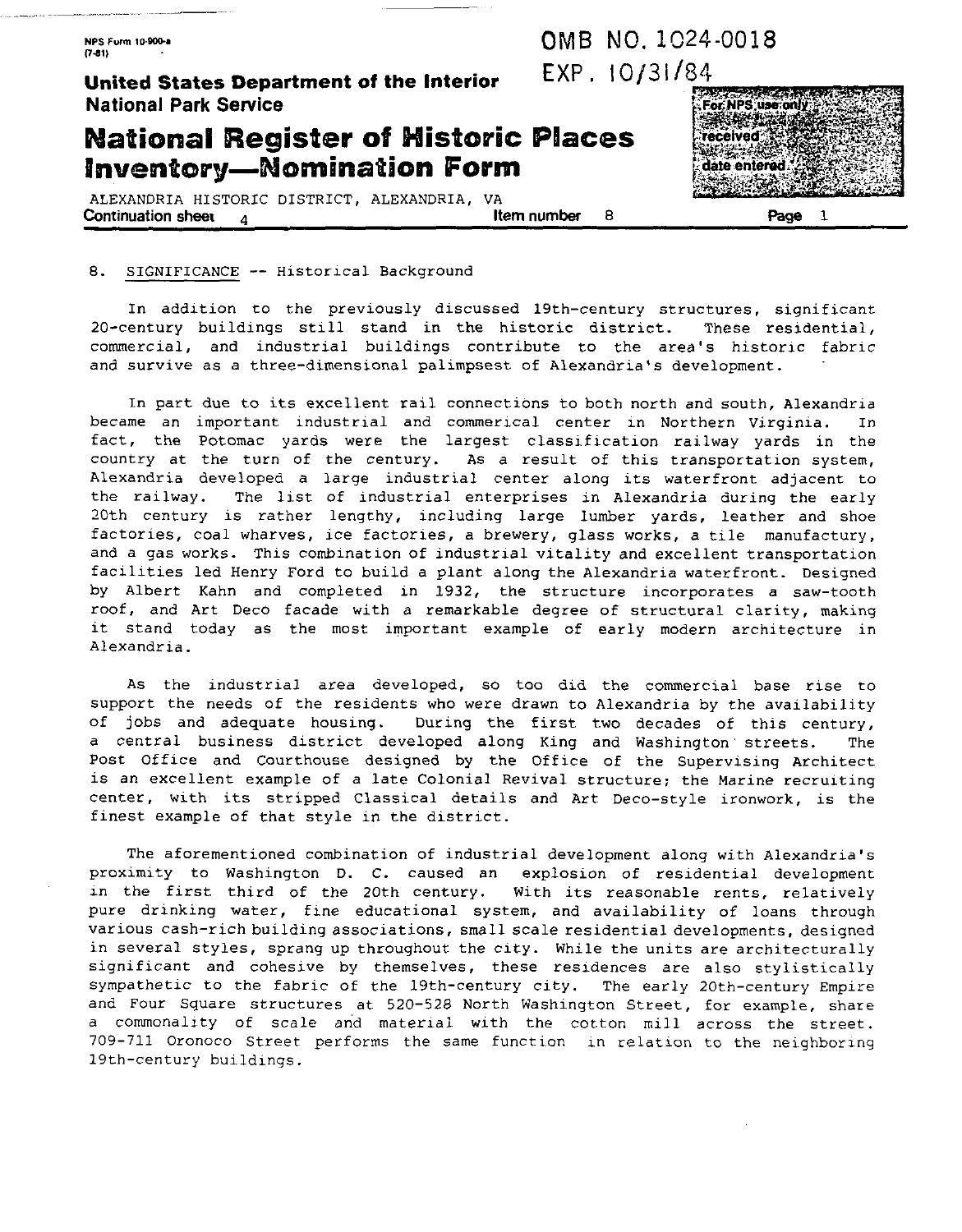NPS Form 10-900-a
(7-81)

OMB NO. 1024-0018
EXP. 10/31/84

**United States Department of the Interior**
**National Park Service**

# National Register of Historic Places Inventory—Nomination Form

For NPS use only
received
date entered

ALEXANDRIA HISTORIC DISTRICT, ALEXANDRIA, VA
**Continuation sheet** 4 **Item number** 8 **Page** 1

8. SIGNIFICANCE -- Historical Background

In addition to the previously discussed 19th-century structures, significant 20-century buildings still stand in the historic district. These residential, commercial, and industrial buildings contribute to the area's historic fabric and survive as a three-dimensional palimpsest of Alexandria's development.

In part due to its excellent rail connections to both north and south, Alexandria became an important industrial and commerical center in Northern Virginia. In fact, the Potomac yards were the largest classification railway yards in the country at the turn of the century. As a result of this transportation system, Alexandria developed a large industrial center along its waterfront adjacent to the railway. The list of industrial enterprises in Alexandria during the early 20th century is rather lengthy, including large lumber yards, leather and shoe factories, coal wharves, ice factories, a brewery, glass works, a tile manufactury, and a gas works. This combination of industrial vitality and excellent transportation facilities led Henry Ford to build a plant along the Alexandria waterfront. Designed by Albert Kahn and completed in 1932, the structure incorporates a saw-tooth roof, and Art Deco facade with a remarkable degree of structural clarity, making it stand today as the most important example of early modern architecture in Alexandria.

As the industrial area developed, so too did the commercial base rise to support the needs of the residents who were drawn to Alexandria by the availability of jobs and adequate housing. During the first two decades of this century, a central business district developed along King and Washington streets. The Post Office and Courthouse designed by the Office of the Supervising Architect is an excellent example of a late Colonial Revival structure; the Marine recruiting center, with its stripped Classical details and Art Deco-style ironwork, is the finest example of that style in the district.

The aforementioned combination of industrial development along with Alexandria's proximity to Washington D. C. caused an explosion of residential development in the first third of the 20th century. With its reasonable rents, relatively pure drinking water, fine educational system, and availability of loans through various cash-rich building associations, small scale residential developments, designed in several styles, sprang up throughout the city. While the units are architecturally significant and cohesive by themselves, these residences are also stylistically sympathetic to the fabric of the 19th-century city. The early 20th-century Empire and Four Square structures at 520-528 North Washington Street, for example, share a commonality of scale and material with the cotton mill across the street. 709-711 Oronoco Street performs the same function in relation to the neighboring 19th-century buildings.